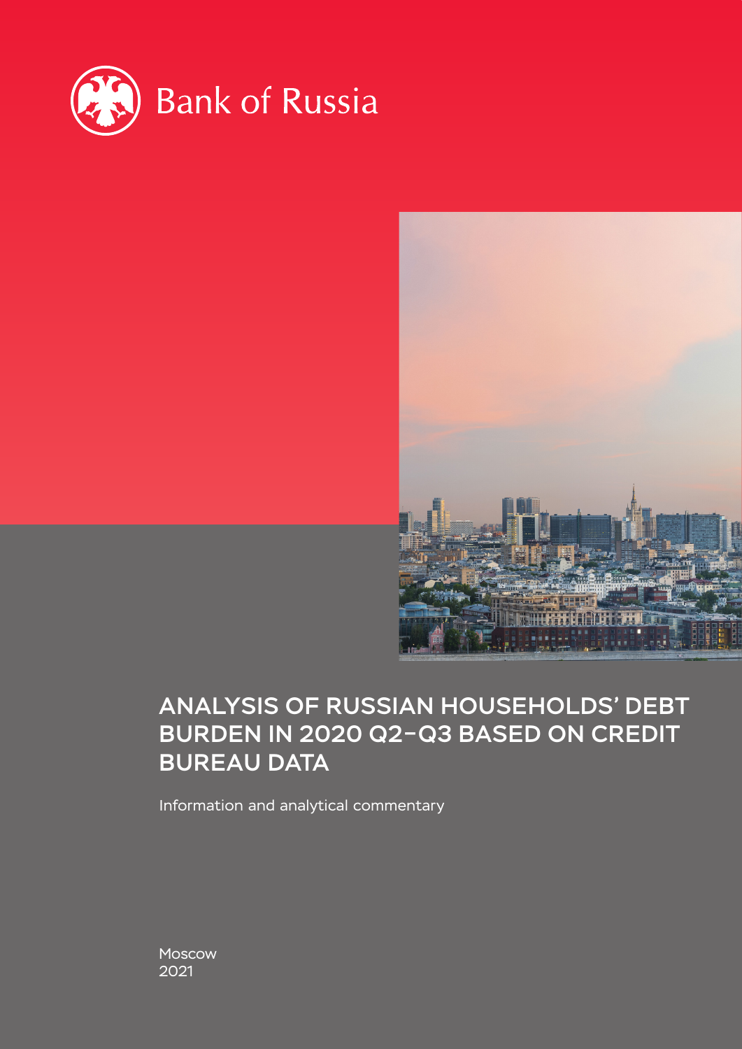Bank of Russia

# ANALYSIS OF RUSSIAN HOUSEHOLDS' DEBT BURDEN IN 2020 Q2–Q3 BASED ON CREDIT BUREAU DATA

Information and analytical commentary

Moscow
2021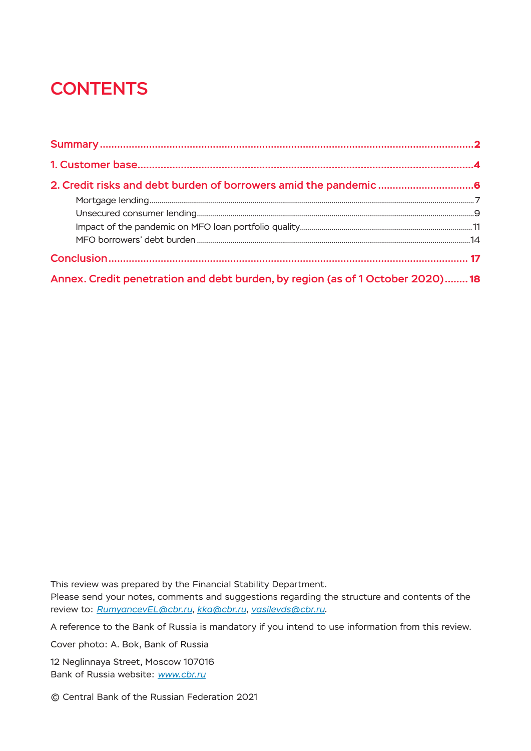# CONTENTS

**Summary** ..................................................................................................................... **2**

**1. Customer base**............................................................................................................. **4**

**2. Credit risks and debt burden of borrowers amid the pandemic** ................................ **6**

- Mortgage lending.............................................................................................................7
- Unsecured consumer lending............................................................................................9
- Impact of the pandemic on MFO loan portfolio quality......................................................11
- MFO borrowers' debt burden ..........................................................................................14

**Conclusion**.................................................................................................................... **17**

**Annex. Credit penetration and debt burden, by region (as of 1 October 2020)**........ **18**

This review was prepared by the Financial Stability Department.
Please send your notes, comments and suggestions regarding the structure and contents of the review to: RumyancevEL@cbr.ru, kka@cbr.ru, vasilevds@cbr.ru.

A reference to the Bank of Russia is mandatory if you intend to use information from this review.

Cover photo: A. Bok, Bank of Russia

12 Neglinnaya Street, Moscow 107016
Bank of Russia website: www.cbr.ru

© Central Bank of the Russian Federation 2021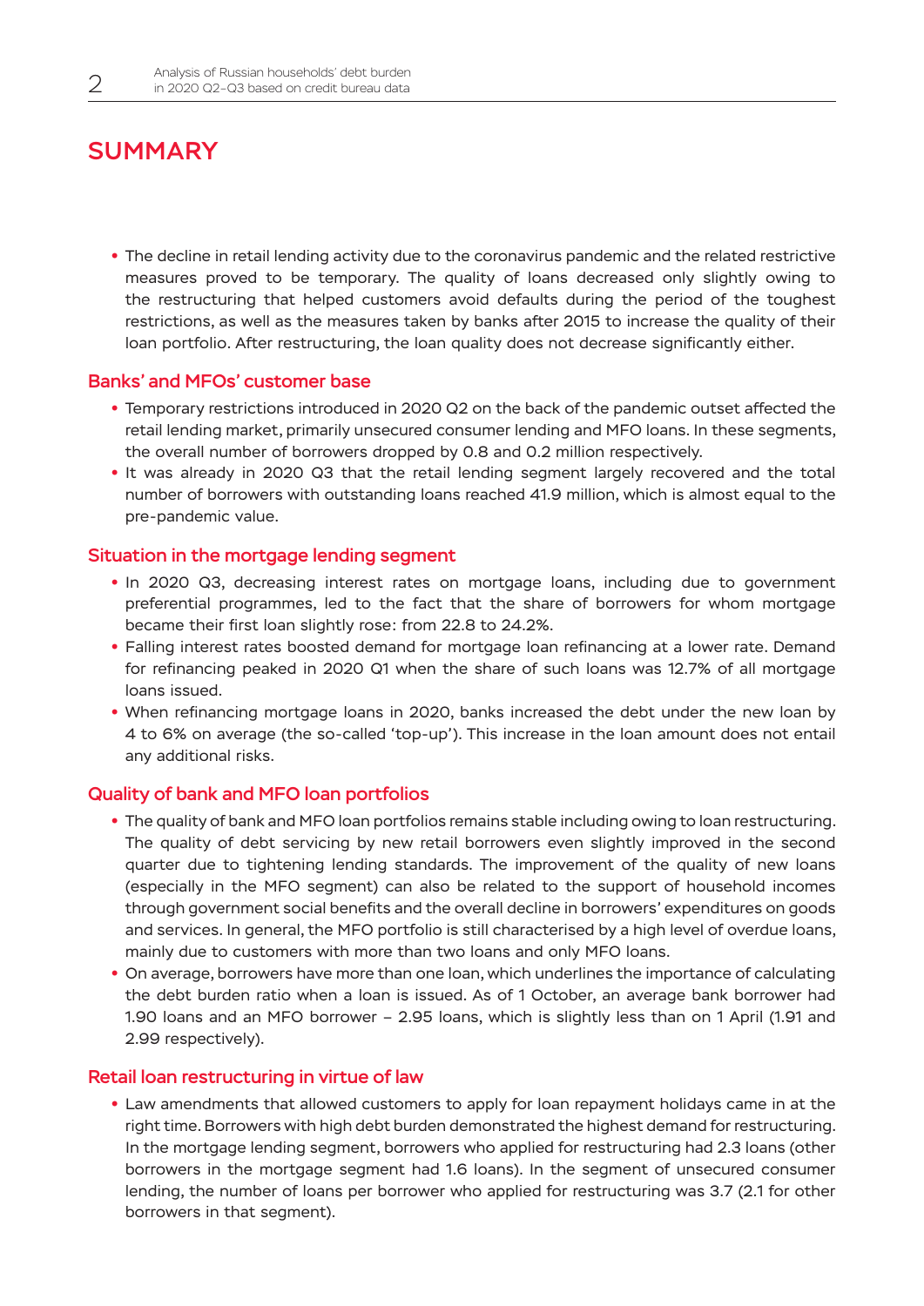# SUMMARY

- The decline in retail lending activity due to the coronavirus pandemic and the related restrictive measures proved to be temporary. The quality of loans decreased only slightly owing to the restructuring that helped customers avoid defaults during the period of the toughest restrictions, as well as the measures taken by banks after 2015 to increase the quality of their loan portfolio. After restructuring, the loan quality does not decrease significantly either.

## Banks' and MFOs' customer base

- Temporary restrictions introduced in 2020 Q2 on the back of the pandemic outset affected the retail lending market, primarily unsecured consumer lending and MFO loans. In these segments, the overall number of borrowers dropped by 0.8 and 0.2 million respectively.
- It was already in 2020 Q3 that the retail lending segment largely recovered and the total number of borrowers with outstanding loans reached 41.9 million, which is almost equal to the pre-pandemic value.

## Situation in the mortgage lending segment

- In 2020 Q3, decreasing interest rates on mortgage loans, including due to government preferential programmes, led to the fact that the share of borrowers for whom mortgage became their first loan slightly rose: from 22.8 to 24.2%.
- Falling interest rates boosted demand for mortgage loan refinancing at a lower rate. Demand for refinancing peaked in 2020 Q1 when the share of such loans was 12.7% of all mortgage loans issued.
- When refinancing mortgage loans in 2020, banks increased the debt under the new loan by 4 to 6% on average (the so-called 'top-up'). This increase in the loan amount does not entail any additional risks.

## Quality of bank and MFO loan portfolios

- The quality of bank and MFO loan portfolios remains stable including owing to loan restructuring. The quality of debt servicing by new retail borrowers even slightly improved in the second quarter due to tightening lending standards. The improvement of the quality of new loans (especially in the MFO segment) can also be related to the support of household incomes through government social benefits and the overall decline in borrowers' expenditures on goods and services. In general, the MFO portfolio is still characterised by a high level of overdue loans, mainly due to customers with more than two loans and only MFO loans.
- On average, borrowers have more than one loan, which underlines the importance of calculating the debt burden ratio when a loan is issued. As of 1 October, an average bank borrower had 1.90 loans and an MFO borrower – 2.95 loans, which is slightly less than on 1 April (1.91 and 2.99 respectively).

## Retail loan restructuring in virtue of law

- Law amendments that allowed customers to apply for loan repayment holidays came in at the right time. Borrowers with high debt burden demonstrated the highest demand for restructuring. In the mortgage lending segment, borrowers who applied for restructuring had 2.3 loans (other borrowers in the mortgage segment had 1.6 loans). In the segment of unsecured consumer lending, the number of loans per borrower who applied for restructuring was 3.7 (2.1 for other borrowers in that segment).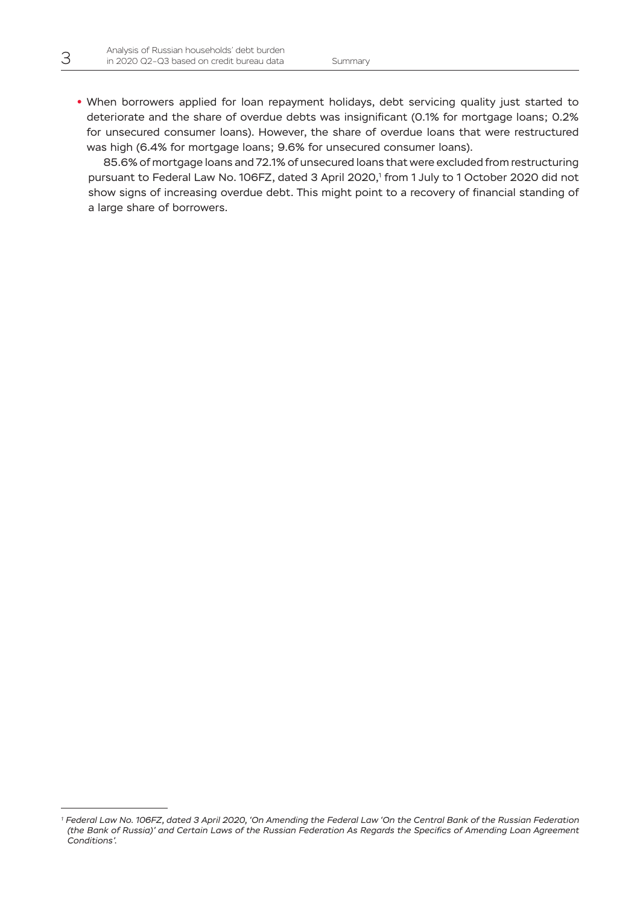- When borrowers applied for loan repayment holidays, debt servicing quality just started to deteriorate and the share of overdue debts was insignificant (0.1% for mortgage loans; 0.2% for unsecured consumer loans). However, the share of overdue loans that were restructured was high (6.4% for mortgage loans; 9.6% for unsecured consumer loans).

  85.6% of mortgage loans and 72.1% of unsecured loans that were excluded from restructuring pursuant to Federal Law No. 106FZ, dated 3 April 2020,[1] from 1 July to 1 October 2020 did not show signs of increasing overdue debt. This might point to a recovery of financial standing of a large share of borrowers.

---

[1] *Federal Law No. 106FZ, dated 3 April 2020, 'On Amending the Federal Law 'On the Central Bank of the Russian Federation (the Bank of Russia)' and Certain Laws of the Russian Federation As Regards the Specifics of Amending Loan Agreement Conditions'.*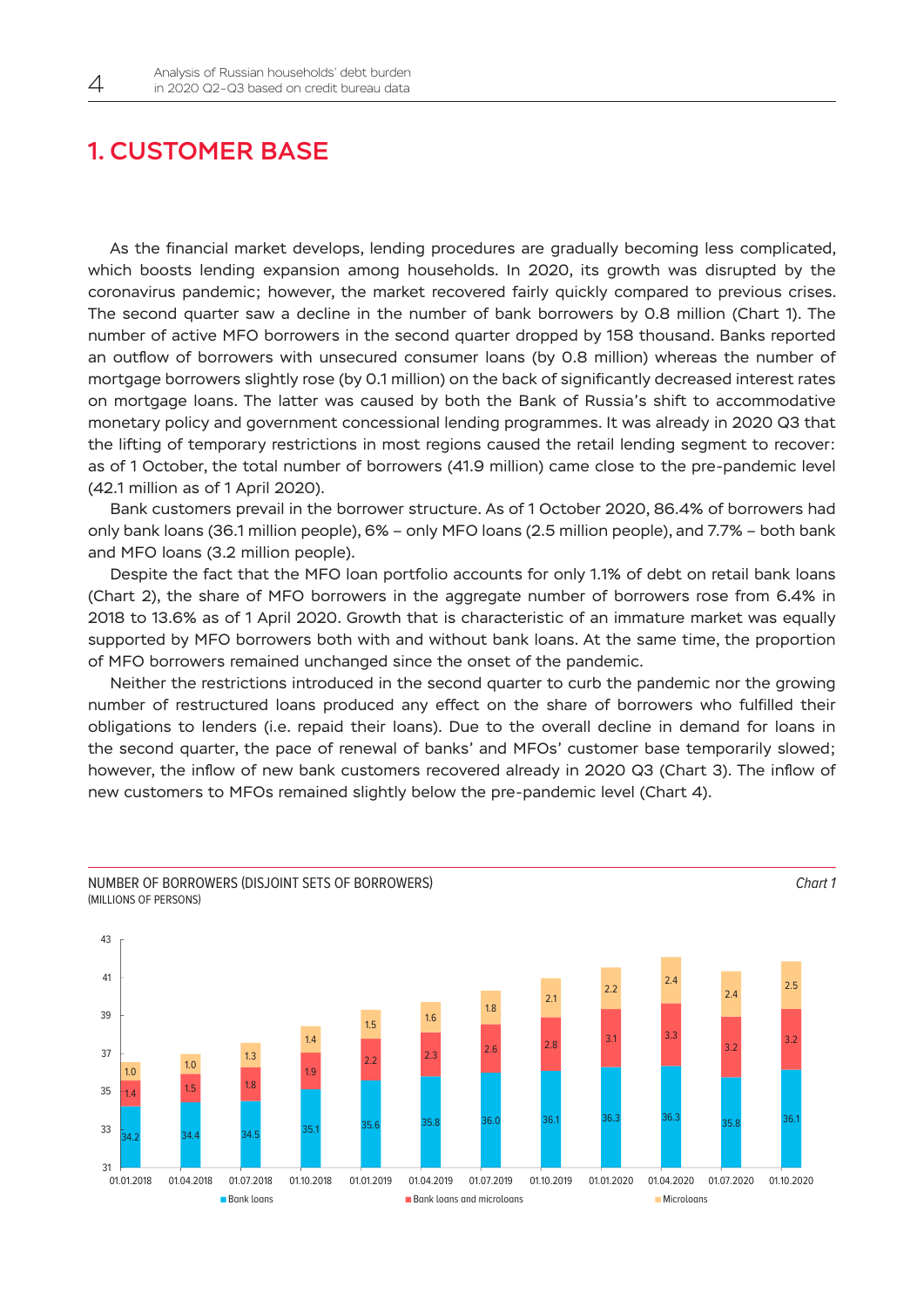# 1. CUSTOMER BASE

As the financial market develops, lending procedures are gradually becoming less complicated, which boosts lending expansion among households. In 2020, its growth was disrupted by the coronavirus pandemic; however, the market recovered fairly quickly compared to previous crises. The second quarter saw a decline in the number of bank borrowers by 0.8 million (Chart 1). The number of active MFO borrowers in the second quarter dropped by 158 thousand. Banks reported an outflow of borrowers with unsecured consumer loans (by 0.8 million) whereas the number of mortgage borrowers slightly rose (by 0.1 million) on the back of significantly decreased interest rates on mortgage loans. The latter was caused by both the Bank of Russia's shift to accommodative monetary policy and government concessional lending programmes. It was already in 2020 Q3 that the lifting of temporary restrictions in most regions caused the retail lending segment to recover: as of 1 October, the total number of borrowers (41.9 million) came close to the pre-pandemic level (42.1 million as of 1 April 2020).

Bank customers prevail in the borrower structure. As of 1 October 2020, 86.4% of borrowers had only bank loans (36.1 million people), 6% – only MFO loans (2.5 million people), and 7.7% – both bank and MFO loans (3.2 million people).

Despite the fact that the MFO loan portfolio accounts for only 1.1% of debt on retail bank loans (Chart 2), the share of MFO borrowers in the aggregate number of borrowers rose from 6.4% in 2018 to 13.6% as of 1 April 2020. Growth that is characteristic of an immature market was equally supported by MFO borrowers both with and without bank loans. At the same time, the proportion of MFO borrowers remained unchanged since the onset of the pandemic.

Neither the restrictions introduced in the second quarter to curb the pandemic nor the growing number of restructured loans produced any effect on the share of borrowers who fulfilled their obligations to lenders (i.e. repaid their loans). Due to the overall decline in demand for loans in the second quarter, the pace of renewal of banks' and MFOs' customer base temporarily slowed; however, the inflow of new bank customers recovered already in 2020 Q3 (Chart 3). The inflow of new customers to MFOs remained slightly below the pre-pandemic level (Chart 4).

NUMBER OF BORROWERS (DISJOINT SETS OF BORROWERS)
(MILLIONS OF PERSONS)

*Chart 1*

| Date | Bank loans | Bank loans and microloans | Microloans |
|---|---|---|---|
| 01.01.2018 | 34.2 | 1.4 | 1.0 |
| 01.04.2018 | 34.4 | 1.5 | 1.0 |
| 01.07.2018 | 34.5 | 1.8 | 1.3 |
| 01.10.2018 | 35.1 | 1.9 | 1.4 |
| 01.01.2019 | 35.6 | 2.2 | 1.5 |
| 01.04.2019 | 35.8 | 2.3 | 1.6 |
| 01.07.2019 | 36.0 | 2.6 | 1.8 |
| 01.10.2019 | 36.1 | 2.8 | 2.1 |
| 01.01.2020 | 36.3 | 3.1 | 2.2 |
| 01.04.2020 | 36.3 | 3.3 | 2.4 |
| 01.07.2020 | 35.8 | 3.2 | 2.4 |
| 01.10.2020 | 36.1 | 3.2 | 2.5 |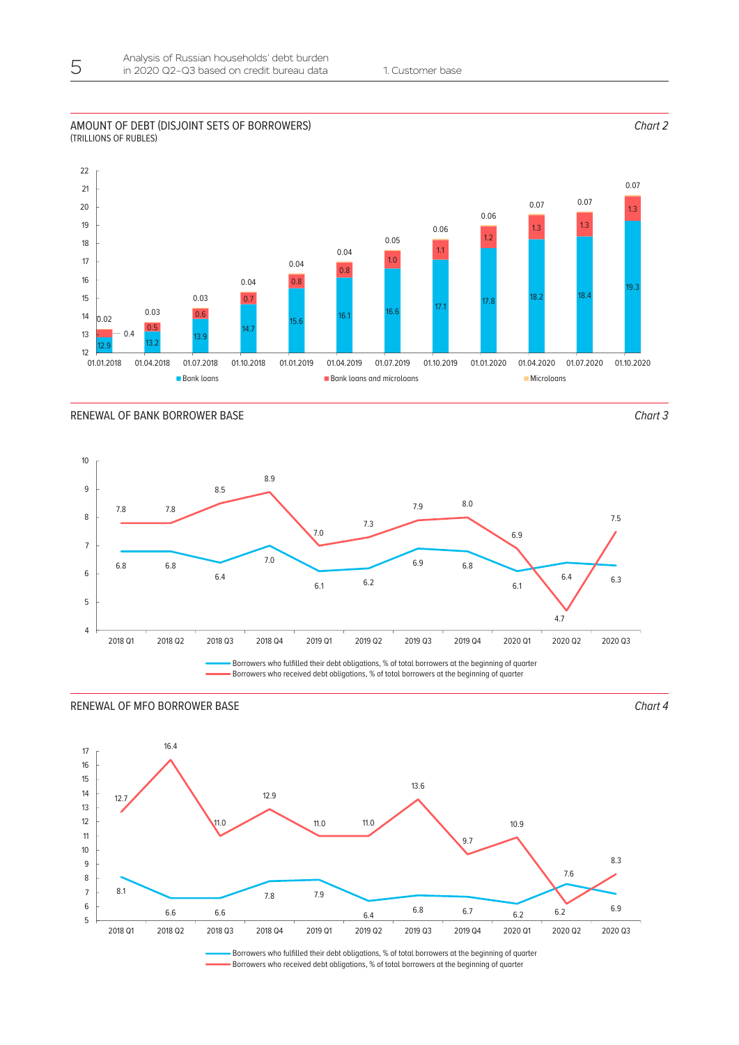## AMOUNT OF DEBT (DISJOINT SETS OF BORROWERS)

(TRILLIONS OF RUBLES)

*Chart 2*

| Date | Bank loans | Bank loans and microloans | Microloans |
|---|---|---|---|
| 01.01.2018 | 12.9 | 0.4 | 0.02 |
| 01.04.2018 | 13.2 | 0.5 | 0.03 |
| 01.07.2018 | 13.9 | 0.6 | 0.03 |
| 01.10.2018 | 14.7 | 0.7 | 0.04 |
| 01.01.2019 | 15.6 | 0.8 | 0.04 |
| 01.04.2019 | 16.1 | 0.8 | 0.04 |
| 01.07.2019 | 16.6 | 1.0 | 0.05 |
| 01.10.2019 | 17.1 | 1.1 | 0.06 |
| 01.01.2020 | 17.8 | 1.2 | 0.06 |
| 01.04.2020 | 18.2 | 1.3 | 0.07 |
| 01.07.2020 | 18.4 | 1.3 | 0.07 |
| 01.10.2020 | 19.3 | 1.3 | 0.07 |

## RENEWAL OF BANK BORROWER BASE

*Chart 3*

| Quarter | Borrowers who fulfilled their debt obligations, % of total borrowers at the beginning of quarter | Borrowers who received debt obligations, % of total borrowers at the beginning of quarter |
|---|---|---|
| 2018 Q1 | 6.8 | 7.8 |
| 2018 Q2 | 6.8 | 7.8 |
| 2018 Q3 | 6.4 | 8.5 |
| 2018 Q4 | 7.0 | 8.9 |
| 2019 Q1 | 6.1 | 7.0 |
| 2019 Q2 | 6.2 | 7.3 |
| 2019 Q3 | 6.9 | 7.9 |
| 2019 Q4 | 6.8 | 8.0 |
| 2020 Q1 | 6.1 | 6.9 |
| 2020 Q2 | 6.4 | 4.7 |
| 2020 Q3 | 6.3 | 7.5 |

## RENEWAL OF MFO BORROWER BASE

*Chart 4*

| Quarter | Borrowers who fulfilled their debt obligations, % of total borrowers at the beginning of quarter | Borrowers who received debt obligations, % of total borrowers at the beginning of quarter |
|---|---|---|
| 2018 Q1 | 8.1 | 12.7 |
| 2018 Q2 | 6.6 | 16.4 |
| 2018 Q3 | 6.6 | 11.0 |
| 2018 Q4 | 7.8 | 12.9 |
| 2019 Q1 | 7.9 | 11.0 |
| 2019 Q2 | 6.4 | 11.0 |
| 2019 Q3 | 6.8 | 13.6 |
| 2019 Q4 | 6.7 | 9.7 |
| 2020 Q1 | 6.2 | 10.9 |
| 2020 Q2 | 7.6 | 6.2 |
| 2020 Q3 | 6.9 | 8.3 |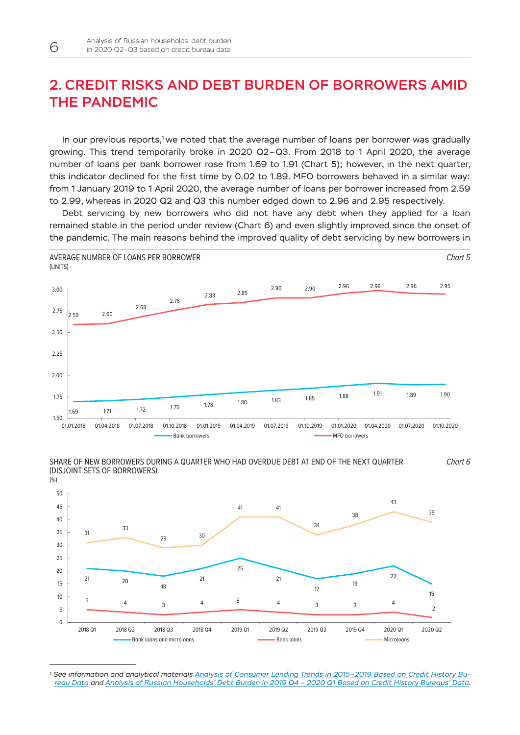## 2. CREDIT RISKS AND DEBT BURDEN OF BORROWERS AMID THE PANDEMIC

In our previous reports,[1] we noted that the average number of loans per borrower was gradually growing. This trend temporarily broke in 2020 Q2–Q3. From 2018 to 1 April 2020, the average number of loans per bank borrower rose from 1.69 to 1.91 (Chart 5); however, in the next quarter, this indicator declined for the first time by 0.02 to 1.89. MFO borrowers behaved in a similar way: from 1 January 2019 to 1 April 2020, the average number of loans per borrower increased from 2.59 to 2.99, whereas in 2020 Q2 and Q3 this number edged down to 2.96 and 2.95 respectively.

Debt servicing by new borrowers who did not have any debt when they applied for a loan remained stable in the period under review (Chart 6) and even slightly improved since the onset of the pandemic. The main reasons behind the improved quality of debt servicing by new borrowers in

AVERAGE NUMBER OF LOANS PER BORROWER (UNITS) *Chart 5*

| | 01.01.2018 | 01.04.2018 | 01.07.2018 | 01.10.2018 | 01.01.2019 | 01.04.2019 | 01.07.2019 | 01.10.2019 | 01.01.2020 | 01.04.2020 | 01.07.2020 | 01.10.2020 |
|---|---|---|---|---|---|---|---|---|---|---|---|---|
| Bank borrowers | 1.69 | 1.71 | 1.72 | 1.75 | 1.78 | 1.80 | 1.83 | 1.85 | 1.88 | 1.91 | 1.89 | 1.90 |
| MFO borrowers | 2.59 | 2.60 | 2.68 | 2.76 | 2.83 | 2.85 | 2.90 | 2.90 | 2.96 | 2.99 | 2.96 | 2.95 |

SHARE OF NEW BORROWERS DURING A QUARTER WHO HAD OVERDUE DEBT AT END OF THE NEXT QUARTER (DISJOINT SETS OF BORROWERS) (%) *Chart 6*

| | 2018 Q1 | 2018 Q2 | 2018 Q3 | 2018 Q4 | 2019 Q1 | 2019 Q2 | 2019 Q3 | 2019 Q4 | 2020 Q1 | 2020 Q2 |
|---|---|---|---|---|---|---|---|---|---|---|
| Bank loans and microloans | 21 | 20 | 18 | 21 | 25 | 21 | 17 | 19 | 22 | 15 |
| Bank loans | 5 | 4 | 3 | 4 | 5 | 4 | 3 | 3 | 4 | 2 |
| Microloans | 31 | 33 | 29 | 30 | 41 | 41 | 34 | 38 | 43 | 39 |

[1] *See information and analytical materials Analysis of Consumer Lending Trends in 2015–2019 Based on Credit History Bureau Data and Analysis of Russian Households' Debt Burden in 2019 Q4 – 2020 Q1 Based on Credit History Bureaus' Data.*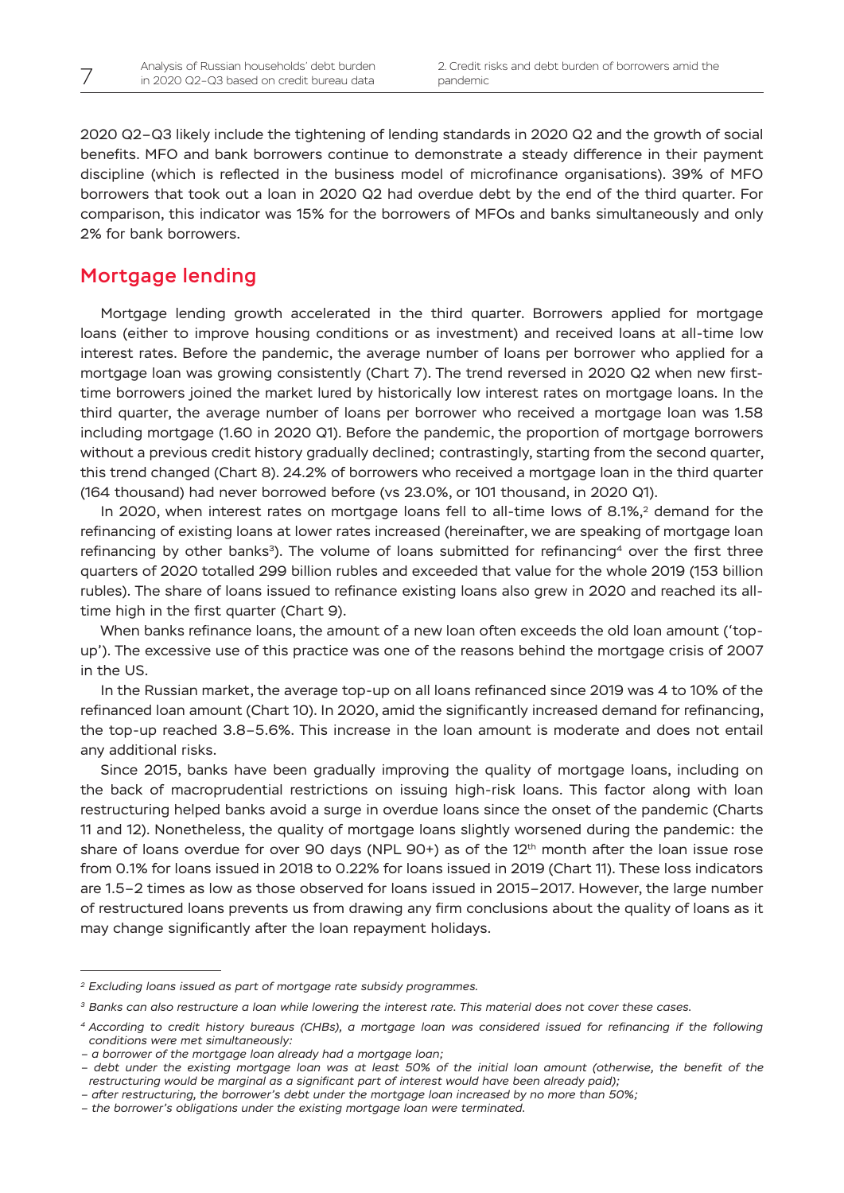2020 Q2–Q3 likely include the tightening of lending standards in 2020 Q2 and the growth of social benefits. MFO and bank borrowers continue to demonstrate a steady difference in their payment discipline (which is reflected in the business model of microfinance organisations). 39% of MFO borrowers that took out a loan in 2020 Q2 had overdue debt by the end of the third quarter. For comparison, this indicator was 15% for the borrowers of MFOs and banks simultaneously and only 2% for bank borrowers.

## Mortgage lending

Mortgage lending growth accelerated in the third quarter. Borrowers applied for mortgage loans (either to improve housing conditions or as investment) and received loans at all-time low interest rates. Before the pandemic, the average number of loans per borrower who applied for a mortgage loan was growing consistently (Chart 7). The trend reversed in 2020 Q2 when new first-time borrowers joined the market lured by historically low interest rates on mortgage loans. In the third quarter, the average number of loans per borrower who received a mortgage loan was 1.58 including mortgage (1.60 in 2020 Q1). Before the pandemic, the proportion of mortgage borrowers without a previous credit history gradually declined; contrastingly, starting from the second quarter, this trend changed (Chart 8). 24.2% of borrowers who received a mortgage loan in the third quarter (164 thousand) had never borrowed before (vs 23.0%, or 101 thousand, in 2020 Q1).

In 2020, when interest rates on mortgage loans fell to all-time lows of 8.1%,[2] demand for the refinancing of existing loans at lower rates increased (hereinafter, we are speaking of mortgage loan refinancing by other banks[3]). The volume of loans submitted for refinancing[4] over the first three quarters of 2020 totalled 299 billion rubles and exceeded that value for the whole 2019 (153 billion rubles). The share of loans issued to refinance existing loans also grew in 2020 and reached its all-time high in the first quarter (Chart 9).

When banks refinance loans, the amount of a new loan often exceeds the old loan amount ('top-up'). The excessive use of this practice was one of the reasons behind the mortgage crisis of 2007 in the US.

In the Russian market, the average top-up on all loans refinanced since 2019 was 4 to 10% of the refinanced loan amount (Chart 10). In 2020, amid the significantly increased demand for refinancing, the top-up reached 3.8–5.6%. This increase in the loan amount is moderate and does not entail any additional risks.

Since 2015, banks have been gradually improving the quality of mortgage loans, including on the back of macroprudential restrictions on issuing high-risk loans. This factor along with loan restructuring helped banks avoid a surge in overdue loans since the onset of the pandemic (Charts 11 and 12). Nonetheless, the quality of mortgage loans slightly worsened during the pandemic: the share of loans overdue for over 90 days (NPL 90+) as of the 12th month after the loan issue rose from 0.1% for loans issued in 2018 to 0.22% for loans issued in 2019 (Chart 11). These loss indicators are 1.5–2 times as low as those observed for loans issued in 2015–2017. However, the large number of restructured loans prevents us from drawing any firm conclusions about the quality of loans as it may change significantly after the loan repayment holidays.

---

[2] *Excluding loans issued as part of mortgage rate subsidy programmes.*

[3] *Banks can also restructure a loan while lowering the interest rate. This material does not cover these cases.*

[4] *According to credit history bureaus (CHBs), a mortgage loan was considered issued for refinancing if the following conditions were met simultaneously:*

*– a borrower of the mortgage loan already had a mortgage loan;*

*– debt under the existing mortgage loan was at least 50% of the initial loan amount (otherwise, the benefit of the restructuring would be marginal as a significant part of interest would have been already paid);*

*– after restructuring, the borrower's debt under the mortgage loan increased by no more than 50%;*

*– the borrower's obligations under the existing mortgage loan were terminated.*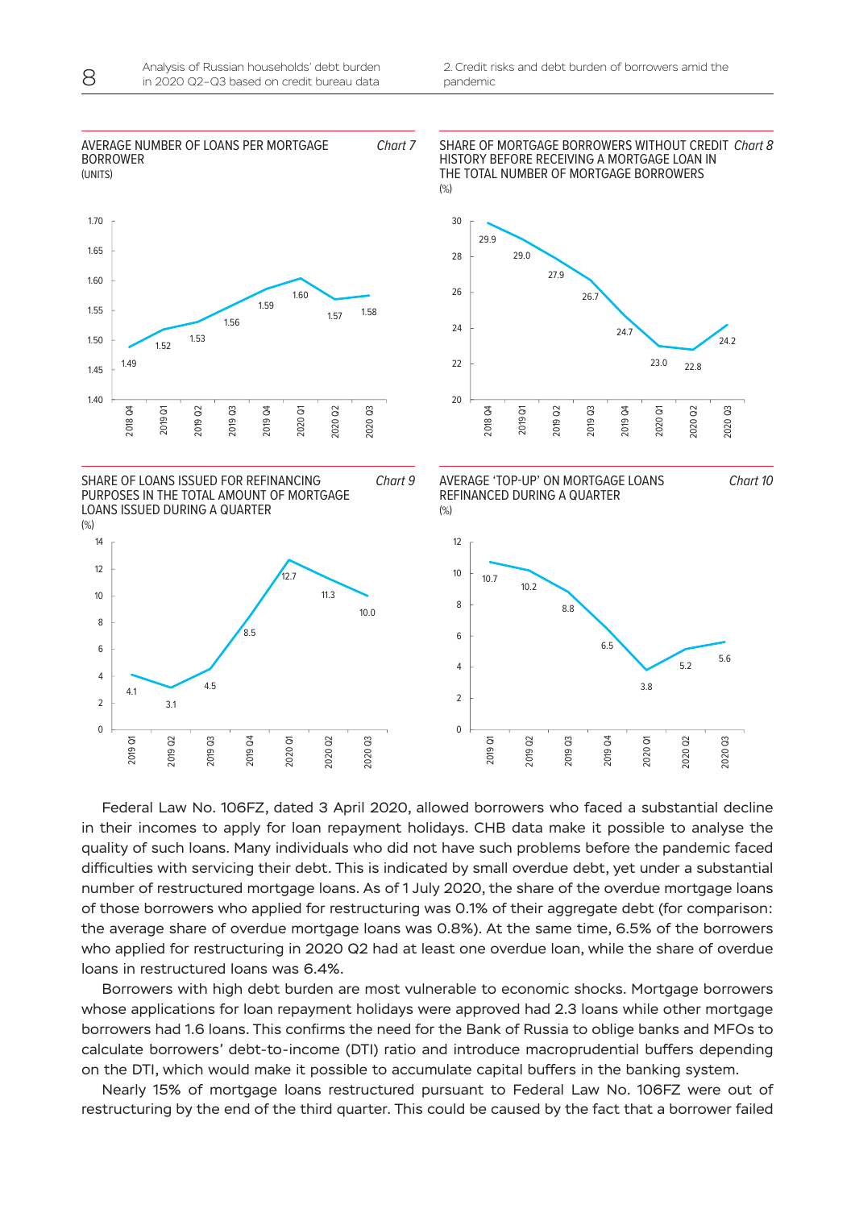AVERAGE NUMBER OF LOANS PER MORTGAGE BORROWER *Chart 7*
(UNITS)

| Quarter | Value |
|---|---|
| 2018 Q4 | 1.49 |
| 2019 Q1 | 1.52 |
| 2019 Q2 | 1.53 |
| 2019 Q3 | 1.56 |
| 2019 Q4 | 1.59 |
| 2020 Q1 | 1.60 |
| 2020 Q2 | 1.57 |
| 2020 Q3 | 1.58 |

SHARE OF MORTGAGE BORROWERS WITHOUT CREDIT HISTORY BEFORE RECEIVING A MORTGAGE LOAN IN THE TOTAL NUMBER OF MORTGAGE BORROWERS *Chart 8*
(%)

| Quarter | Value |
|---|---|
| 2018 Q4 | 29.9 |
| 2019 Q1 | 29.0 |
| 2019 Q2 | 27.9 |
| 2019 Q3 | 26.7 |
| 2019 Q4 | 24.7 |
| 2020 Q1 | 23.0 |
| 2020 Q2 | 22.8 |
| 2020 Q3 | 24.2 |

SHARE OF LOANS ISSUED FOR REFINANCING PURPOSES IN THE TOTAL AMOUNT OF MORTGAGE LOANS ISSUED DURING A QUARTER *Chart 9*
(%)

| Quarter | Value |
|---|---|
| 2019 Q1 | 4.1 |
| 2019 Q2 | 3.1 |
| 2019 Q3 | 4.5 |
| 2019 Q4 | 8.5 |
| 2020 Q1 | 12.7 |
| 2020 Q2 | 11.3 |
| 2020 Q3 | 10.0 |

AVERAGE 'TOP-UP' ON MORTGAGE LOANS REFINANCED DURING A QUARTER *Chart 10*
(%)

| Quarter | Value |
|---|---|
| 2019 Q1 | 10.7 |
| 2019 Q2 | 10.2 |
| 2019 Q3 | 8.8 |
| 2019 Q4 | 6.5 |
| 2020 Q1 | 3.8 |
| 2020 Q2 | 5.2 |
| 2020 Q3 | 5.6 |

Federal Law No. 106FZ, dated 3 April 2020, allowed borrowers who faced a substantial decline in their incomes to apply for loan repayment holidays. CHB data make it possible to analyse the quality of such loans. Many individuals who did not have such problems before the pandemic faced difficulties with servicing their debt. This is indicated by small overdue debt, yet under a substantial number of restructured mortgage loans. As of 1 July 2020, the share of the overdue mortgage loans of those borrowers who applied for restructuring was 0.1% of their aggregate debt (for comparison: the average share of overdue mortgage loans was 0.8%). At the same time, 6.5% of the borrowers who applied for restructuring in 2020 Q2 had at least one overdue loan, while the share of overdue loans in restructured loans was 6.4%.

Borrowers with high debt burden are most vulnerable to economic shocks. Mortgage borrowers whose applications for loan repayment holidays were approved had 2.3 loans while other mortgage borrowers had 1.6 loans. This confirms the need for the Bank of Russia to oblige banks and MFOs to calculate borrowers' debt-to-income (DTI) ratio and introduce macroprudential buffers depending on the DTI, which would make it possible to accumulate capital buffers in the banking system.

Nearly 15% of mortgage loans restructured pursuant to Federal Law No. 106FZ were out of restructuring by the end of the third quarter. This could be caused by the fact that a borrower failed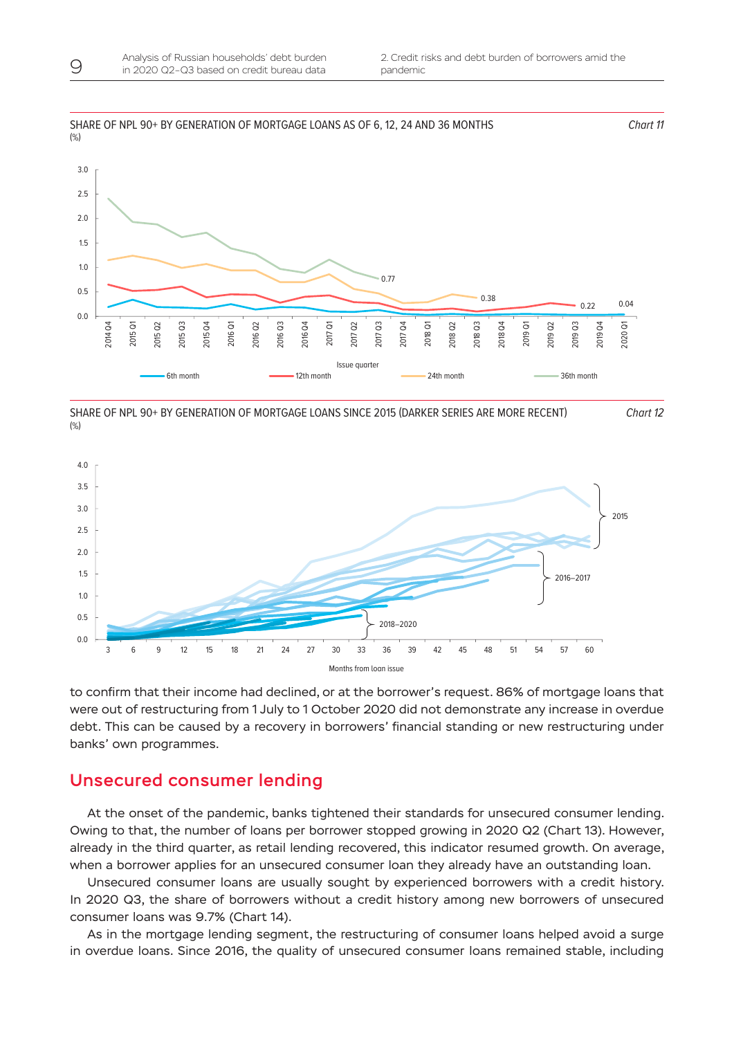SHARE OF NPL 90+ BY GENERATION OF MORTGAGE LOANS AS OF 6, 12, 24 AND 36 MONTHS (%)

*Chart 11*

SHARE OF NPL 90+ BY GENERATION OF MORTGAGE LOANS SINCE 2015 (DARKER SERIES ARE MORE RECENT) (%)

*Chart 12*

to confirm that their income had declined, or at the borrower's request. 86% of mortgage loans that were out of restructuring from 1 July to 1 October 2020 did not demonstrate any increase in overdue debt. This can be caused by a recovery in borrowers' financial standing or new restructuring under banks' own programmes.

## Unsecured consumer lending

At the onset of the pandemic, banks tightened their standards for unsecured consumer lending. Owing to that, the number of loans per borrower stopped growing in 2020 Q2 (Chart 13). However, already in the third quarter, as retail lending recovered, this indicator resumed growth. On average, when a borrower applies for an unsecured consumer loan they already have an outstanding loan.

Unsecured consumer loans are usually sought by experienced borrowers with a credit history. In 2020 Q3, the share of borrowers without a credit history among new borrowers of unsecured consumer loans was 9.7% (Chart 14).

As in the mortgage lending segment, the restructuring of consumer loans helped avoid a surge in overdue loans. Since 2016, the quality of unsecured consumer loans remained stable, including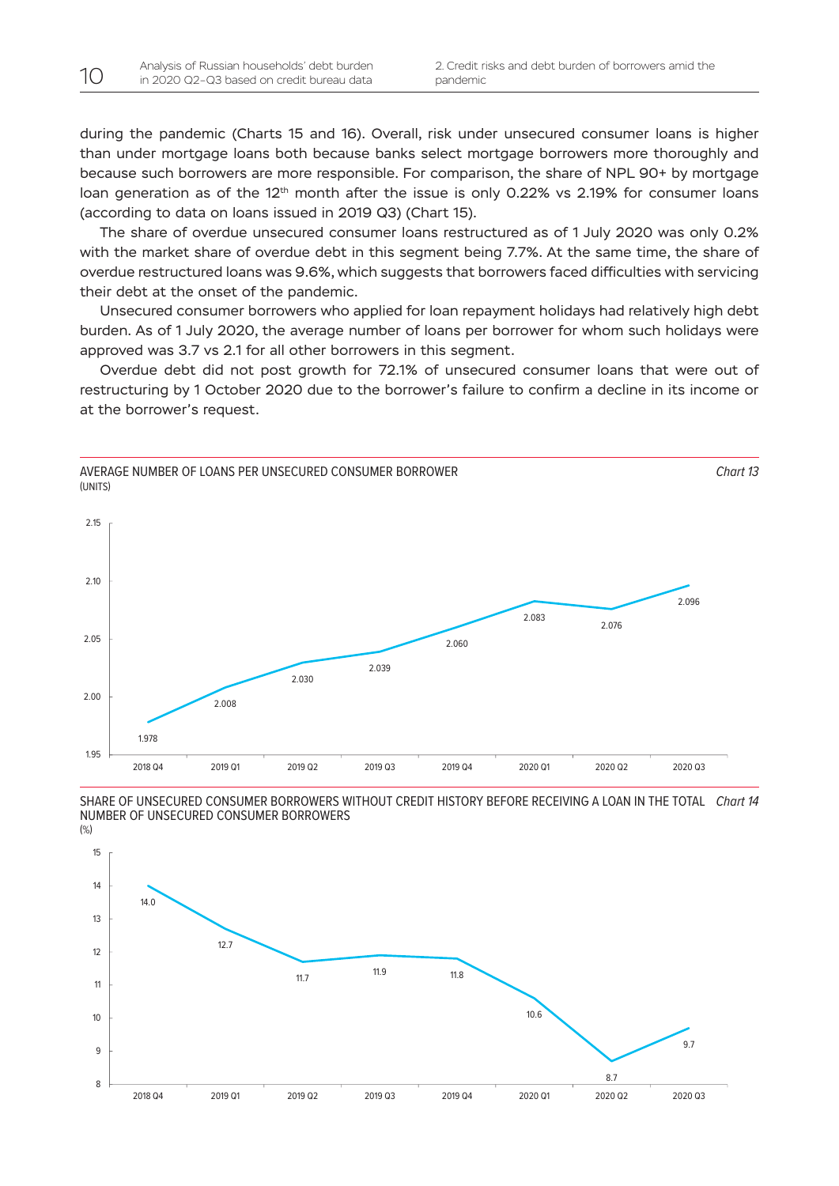during the pandemic (Charts 15 and 16). Overall, risk under unsecured consumer loans is higher than under mortgage loans both because banks select mortgage borrowers more thoroughly and because such borrowers are more responsible. For comparison, the share of NPL 90+ by mortgage loan generation as of the 12th month after the issue is only 0.22% vs 2.19% for consumer loans (according to data on loans issued in 2019 Q3) (Chart 15).

The share of overdue unsecured consumer loans restructured as of 1 July 2020 was only 0.2% with the market share of overdue debt in this segment being 7.7%. At the same time, the share of overdue restructured loans was 9.6%, which suggests that borrowers faced difficulties with servicing their debt at the onset of the pandemic.

Unsecured consumer borrowers who applied for loan repayment holidays had relatively high debt burden. As of 1 July 2020, the average number of loans per borrower for whom such holidays were approved was 3.7 vs 2.1 for all other borrowers in this segment.

Overdue debt did not post growth for 72.1% of unsecured consumer loans that were out of restructuring by 1 October 2020 due to the borrower's failure to confirm a decline in its income or at the borrower's request.

AVERAGE NUMBER OF LOANS PER UNSECURED CONSUMER BORROWER *Chart 13*
(UNITS)

| 2018 Q4 | 2019 Q1 | 2019 Q2 | 2019 Q3 | 2019 Q4 | 2020 Q1 | 2020 Q2 | 2020 Q3 |
|---|---|---|---|---|---|---|---|
| 1.978 | 2.008 | 2.030 | 2.039 | 2.060 | 2.083 | 2.076 | 2.096 |

SHARE OF UNSECURED CONSUMER BORROWERS WITHOUT CREDIT HISTORY BEFORE RECEIVING A LOAN IN THE TOTAL NUMBER OF UNSECURED CONSUMER BORROWERS *Chart 14*
(%)

| 2018 Q4 | 2019 Q1 | 2019 Q2 | 2019 Q3 | 2019 Q4 | 2020 Q1 | 2020 Q2 | 2020 Q3 |
|---|---|---|---|---|---|---|---|
| 14.0 | 12.7 | 11.7 | 11.9 | 11.8 | 10.6 | 8.7 | 9.7 |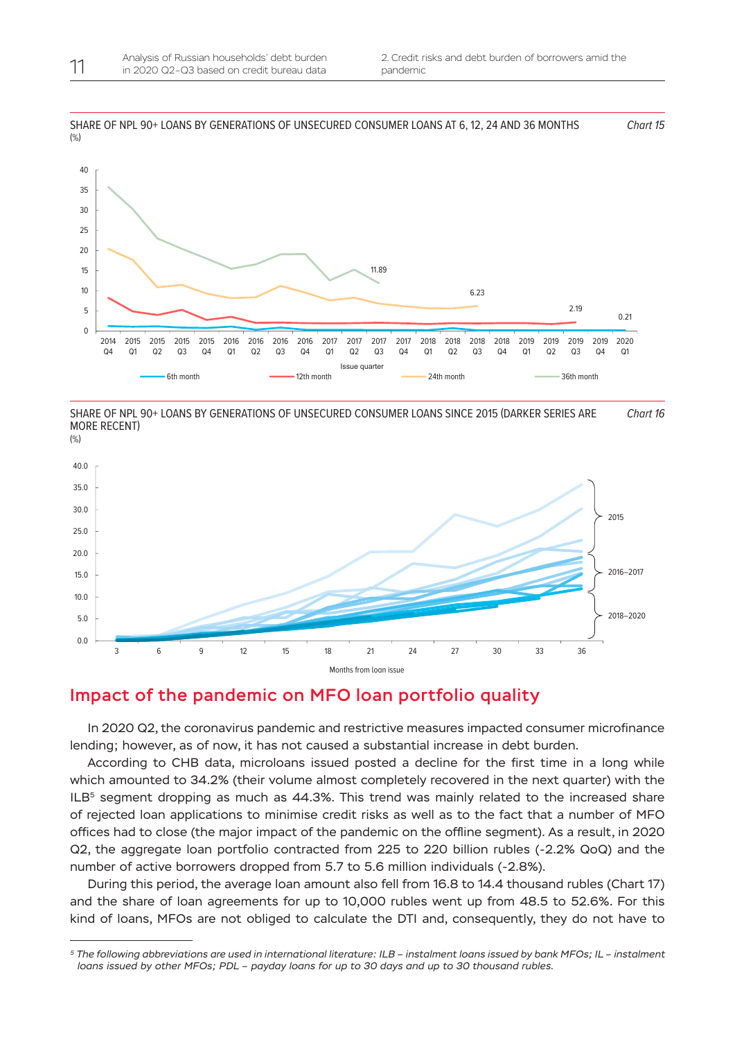SHARE OF NPL 90+ LOANS BY GENERATIONS OF UNSECURED CONSUMER LOANS AT 6, 12, 24 AND 36 MONTHS *Chart 15*
(%)

SHARE OF NPL 90+ LOANS BY GENERATIONS OF UNSECURED CONSUMER LOANS SINCE 2015 (DARKER SERIES ARE MORE RECENT) *Chart 16*
(%)

## Impact of the pandemic on MFO loan portfolio quality

In 2020 Q2, the coronavirus pandemic and restrictive measures impacted consumer microfinance lending; however, as of now, it has not caused a substantial increase in debt burden.

According to CHB data, microloans issued posted a decline for the first time in a long while which amounted to 34.2% (their volume almost completely recovered in the next quarter) with the ILB[5] segment dropping as much as 44.3%. This trend was mainly related to the increased share of rejected loan applications to minimise credit risks as well as to the fact that a number of MFO offices had to close (the major impact of the pandemic on the offline segment). As a result, in 2020 Q2, the aggregate loan portfolio contracted from 225 to 220 billion rubles (-2.2% QoQ) and the number of active borrowers dropped from 5.7 to 5.6 million individuals (-2.8%).

During this period, the average loan amount also fell from 16.8 to 14.4 thousand rubles (Chart 17) and the share of loan agreements for up to 10,000 rubles went up from 48.5 to 52.6%. For this kind of loans, MFOs are not obliged to calculate the DTI and, consequently, they do not have to

[5] *The following abbreviations are used in international literature: ILB – instalment loans issued by bank MFOs; IL – instalment loans issued by other MFOs; PDL – payday loans for up to 30 days and up to 30 thousand rubles.*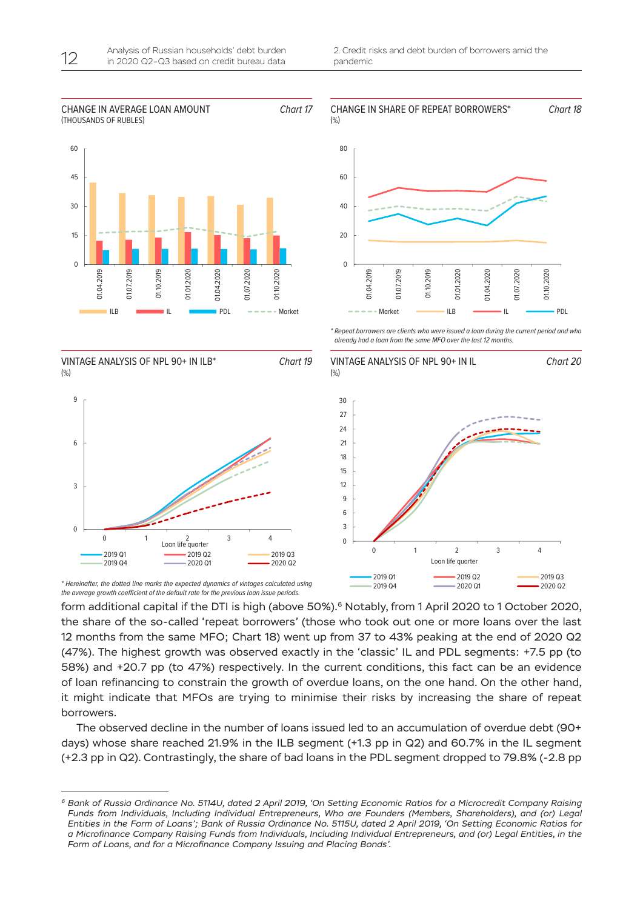CHANGE IN AVERAGE LOAN AMOUNT (THOUSANDS OF RUBLES) — Chart 17

CHANGE IN SHARE OF REPEAT BORROWERS* (%) — Chart 18

*Repeat borrowers are clients who were issued a loan during the current period and who already had a loan from the same MFO over the last 12 months.*

VINTAGE ANALYSIS OF NPL 90+ IN ILB* (%) — Chart 19

*Hereinafter, the dotted line marks the expected dynamics of vintages calculated using the average growth coefficient of the default rate for the previous loan issue periods.*

VINTAGE ANALYSIS OF NPL 90+ IN IL (%) — Chart 20

form additional capital if the DTI is high (above 50%).[6] Notably, from 1 April 2020 to 1 October 2020, the share of the so-called 'repeat borrowers' (those who took out one or more loans over the last 12 months from the same MFO; Chart 18) went up from 37 to 43% peaking at the end of 2020 Q2 (47%). The highest growth was observed exactly in the 'classic' IL and PDL segments: +7.5 pp (to 58%) and +20.7 pp (to 47%) respectively. In the current conditions, this fact can be an evidence of loan refinancing to constrain the growth of overdue loans, on the one hand. On the other hand, it might indicate that MFOs are trying to minimise their risks by increasing the share of repeat borrowers.

The observed decline in the number of loans issued led to an accumulation of overdue debt (90+ days) whose share reached 21.9% in the ILB segment (+1.3 pp in Q2) and 60.7% in the IL segment (+2.3 pp in Q2). Contrastingly, the share of bad loans in the PDL segment dropped to 79.8% (-2.8 pp

[6] *Bank of Russia Ordinance No. 5114U, dated 2 April 2019, 'On Setting Economic Ratios for a Microcredit Company Raising Funds from Individuals, Including Individual Entrepreneurs, Who are Founders (Members, Shareholders), and (or) Legal Entities in the Form of Loans'; Bank of Russia Ordinance No. 5115U, dated 2 April 2019, 'On Setting Economic Ratios for a Microfinance Company Raising Funds from Individuals, Including Individual Entrepreneurs, and (or) Legal Entities, in the Form of Loans, and for a Microfinance Company Issuing and Placing Bonds'.*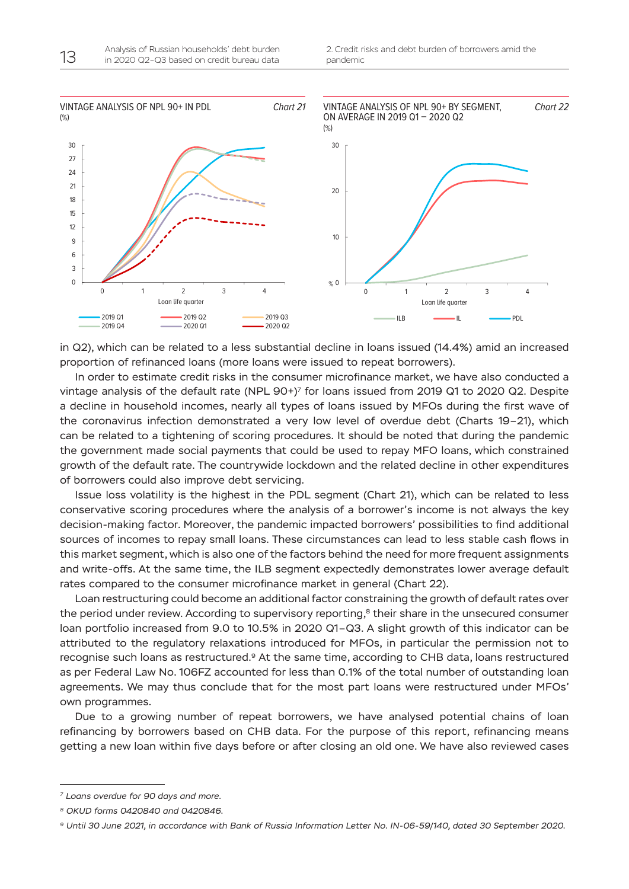VINTAGE ANALYSIS OF NPL 90+ IN PDL (%) *Chart 21*

VINTAGE ANALYSIS OF NPL 90+ BY SEGMENT, ON AVERAGE IN 2019 Q1 – 2020 Q2 (%) *Chart 22*

in Q2), which can be related to a less substantial decline in loans issued (14.4%) amid an increased proportion of refinanced loans (more loans were issued to repeat borrowers).

In order to estimate credit risks in the consumer microfinance market, we have also conducted a vintage analysis of the default rate (NPL 90+)[7] for loans issued from 2019 Q1 to 2020 Q2. Despite a decline in household incomes, nearly all types of loans issued by MFOs during the first wave of the coronavirus infection demonstrated a very low level of overdue debt (Charts 19–21), which can be related to a tightening of scoring procedures. It should be noted that during the pandemic the government made social payments that could be used to repay MFO loans, which constrained growth of the default rate. The countrywide lockdown and the related decline in other expenditures of borrowers could also improve debt servicing.

Issue loss volatility is the highest in the PDL segment (Chart 21), which can be related to less conservative scoring procedures where the analysis of a borrower's income is not always the key decision-making factor. Moreover, the pandemic impacted borrowers' possibilities to find additional sources of incomes to repay small loans. These circumstances can lead to less stable cash flows in this market segment, which is also one of the factors behind the need for more frequent assignments and write-offs. At the same time, the ILB segment expectedly demonstrates lower average default rates compared to the consumer microfinance market in general (Chart 22).

Loan restructuring could become an additional factor constraining the growth of default rates over the period under review. According to supervisory reporting,[8] their share in the unsecured consumer loan portfolio increased from 9.0 to 10.5% in 2020 Q1–Q3. A slight growth of this indicator can be attributed to the regulatory relaxations introduced for MFOs, in particular the permission not to recognise such loans as restructured.[9] At the same time, according to CHB data, loans restructured as per Federal Law No. 106FZ accounted for less than 0.1% of the total number of outstanding loan agreements. We may thus conclude that for the most part loans were restructured under MFOs' own programmes.

Due to a growing number of repeat borrowers, we have analysed potential chains of loan refinancing by borrowers based on CHB data. For the purpose of this report, refinancing means getting a new loan within five days before or after closing an old one. We have also reviewed cases

---

[7] *Loans overdue for 90 days and more.*

[8] *OKUD forms 0420840 and 0420846.*

[9] *Until 30 June 2021, in accordance with Bank of Russia Information Letter No. IN-06-59/140, dated 30 September 2020.*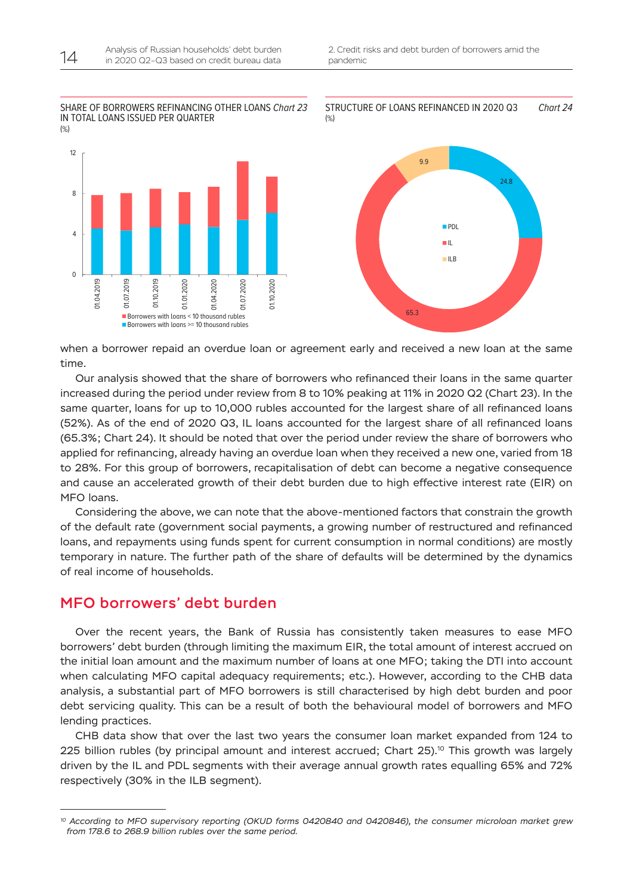SHARE OF BORROWERS REFINANCING OTHER LOANS IN TOTAL LOANS ISSUED PER QUARTER *Chart 23*
(%)

STRUCTURE OF LOANS REFINANCED IN 2020 Q3 *Chart 24*
(%)

when a borrower repaid an overdue loan or agreement early and received a new loan at the same time.

Our analysis showed that the share of borrowers who refinanced their loans in the same quarter increased during the period under review from 8 to 10% peaking at 11% in 2020 Q2 (Chart 23). In the same quarter, loans for up to 10,000 rubles accounted for the largest share of all refinanced loans (52%). As of the end of 2020 Q3, IL loans accounted for the largest share of all refinanced loans (65.3%; Chart 24). It should be noted that over the period under review the share of borrowers who applied for refinancing, already having an overdue loan when they received a new one, varied from 18 to 28%. For this group of borrowers, recapitalisation of debt can become a negative consequence and cause an accelerated growth of their debt burden due to high effective interest rate (EIR) on MFO loans.

Considering the above, we can note that the above-mentioned factors that constrain the growth of the default rate (government social payments, a growing number of restructured and refinanced loans, and repayments using funds spent for current consumption in normal conditions) are mostly temporary in nature. The further path of the share of defaults will be determined by the dynamics of real income of households.

## MFO borrowers' debt burden

Over the recent years, the Bank of Russia has consistently taken measures to ease MFO borrowers' debt burden (through limiting the maximum EIR, the total amount of interest accrued on the initial loan amount and the maximum number of loans at one MFO; taking the DTI into account when calculating MFO capital adequacy requirements; etc.). However, according to the CHB data analysis, a substantial part of MFO borrowers is still characterised by high debt burden and poor debt servicing quality. This can be a result of both the behavioural model of borrowers and MFO lending practices.

CHB data show that over the last two years the consumer loan market expanded from 124 to 225 billion rubles (by principal amount and interest accrued; Chart 25).[10] This growth was largely driven by the IL and PDL segments with their average annual growth rates equalling 65% and 72% respectively (30% in the ILB segment).

[10] *According to MFO supervisory reporting (OKUD forms 0420840 and 0420846), the consumer microloan market grew from 178.6 to 268.9 billion rubles over the same period.*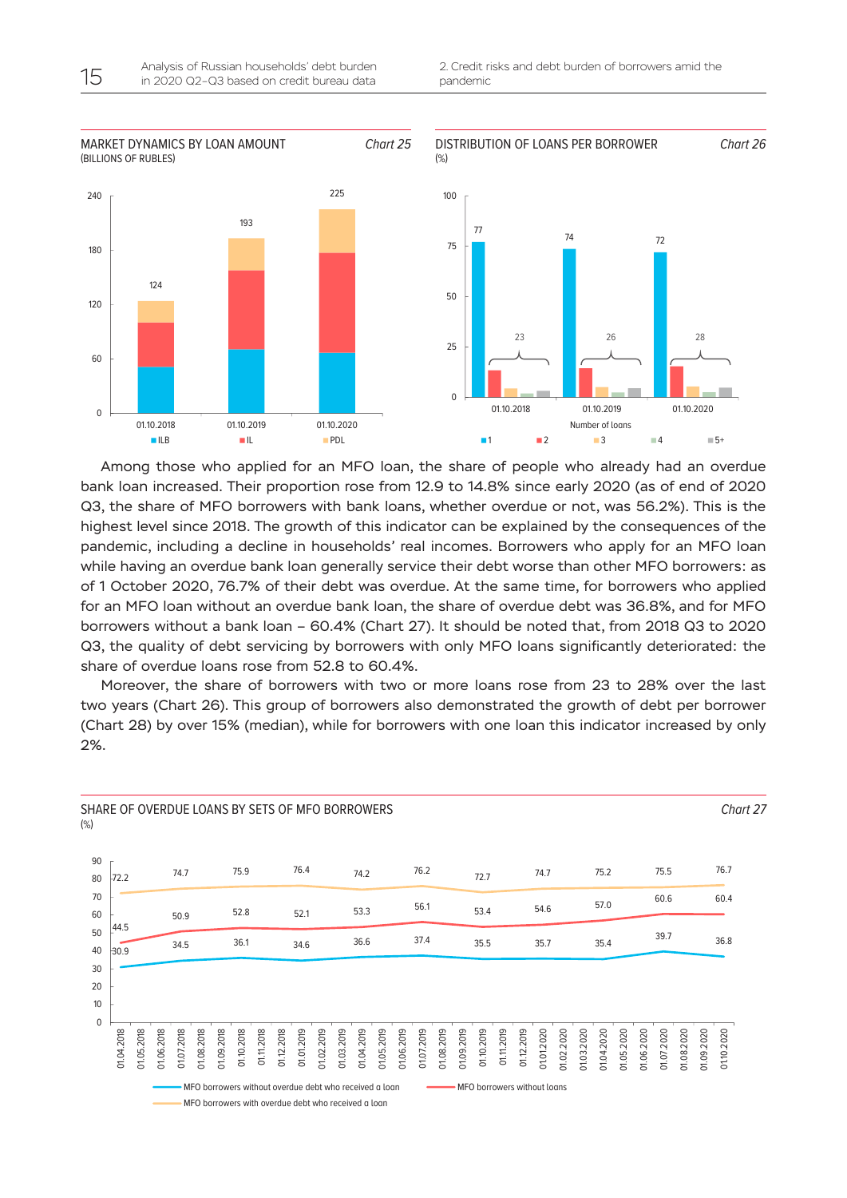MARKET DYNAMICS BY LOAN AMOUNT *Chart 25*
(BILLIONS OF RUBLES)

| | ILB | IL | PDL | Total |
|---|---|---|---|---|
| 01.10.2018 | | | | 124 |
| 01.10.2019 | | | | 193 |
| 01.10.2020 | | | | 225 |

DISTRIBUTION OF LOANS PER BORROWER *Chart 26*
(%)

| | 1 | 2+ |
|---|---|---|
| 01.10.2018 | 77 | 23 |
| 01.10.2019 | 74 | 26 |
| 01.10.2020 | 72 | 28 |

Among those who applied for an MFO loan, the share of people who already had an overdue bank loan increased. Their proportion rose from 12.9 to 14.8% since early 2020 (as of end of 2020 Q3, the share of MFO borrowers with bank loans, whether overdue or not, was 56.2%). This is the highest level since 2018. The growth of this indicator can be explained by the consequences of the pandemic, including a decline in households' real incomes. Borrowers who apply for an MFO loan while having an overdue bank loan generally service their debt worse than other MFO borrowers: as of 1 October 2020, 76.7% of their debt was overdue. At the same time, for borrowers who applied for an MFO loan without an overdue bank loan, the share of overdue debt was 36.8%, and for MFO borrowers without a bank loan – 60.4% (Chart 27). It should be noted that, from 2018 Q3 to 2020 Q3, the quality of debt servicing by borrowers with only MFO loans significantly deteriorated: the share of overdue loans rose from 52.8 to 60.4%.

Moreover, the share of borrowers with two or more loans rose from 23 to 28% over the last two years (Chart 26). This group of borrowers also demonstrated the growth of debt per borrower (Chart 28) by over 15% (median), while for borrowers with one loan this indicator increased by only 2%.

SHARE OF OVERDUE LOANS BY SETS OF MFO BORROWERS *Chart 27*
(%)

| | 01.04.2018 | 01.07.2018 | 01.10.2018 | 01.01.2019 | 01.04.2019 | 01.07.2019 | 01.10.2019 | 01.01.2020 | 01.04.2020 | 01.07.2020 | 01.10.2020 |
|---|---|---|---|---|---|---|---|---|---|---|---|
| MFO borrowers with overdue debt who received a loan | 72.2 | 74.7 | 75.9 | 76.4 | 74.2 | 76.2 | 72.7 | 74.7 | 75.2 | 75.5 | 76.7 |
| MFO borrowers without loans | 44.5 | 50.9 | 52.8 | 52.1 | 53.3 | 56.1 | 53.4 | 54.6 | 57.0 | 60.6 | 60.4 |
| MFO borrowers without overdue debt who received a loan | 30.9 | 34.5 | 36.1 | 34.6 | 36.6 | 37.4 | 35.5 | 35.7 | 35.4 | 39.7 | 36.8 |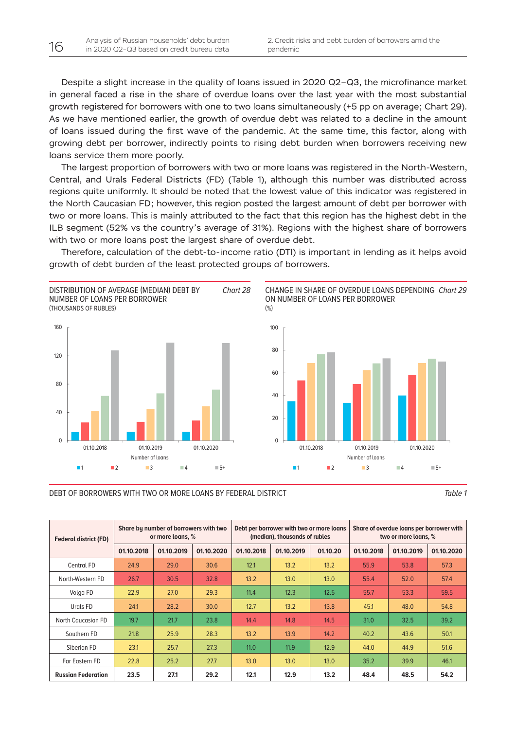Despite a slight increase in the quality of loans issued in 2020 Q2–Q3, the microfinance market in general faced a rise in the share of overdue loans over the last year with the most substantial growth registered for borrowers with one to two loans simultaneously (+5 pp on average; Chart 29). As we have mentioned earlier, the growth of overdue debt was related to a decline in the amount of loans issued during the first wave of the pandemic. At the same time, this factor, along with growing debt per borrower, indirectly points to rising debt burden when borrowers receiving new loans service them more poorly.

The largest proportion of borrowers with two or more loans was registered in the North-Western, Central, and Urals Federal Districts (FD) (Table 1), although this number was distributed across regions quite uniformly. It should be noted that the lowest value of this indicator was registered in the North Caucasian FD; however, this region posted the largest amount of debt per borrower with two or more loans. This is mainly attributed to the fact that this region has the highest debt in the ILB segment (52% vs the country's average of 31%). Regions with the highest share of borrowers with two or more loans post the largest share of overdue debt.

Therefore, calculation of the debt-to-income ratio (DTI) is important in lending as it helps avoid growth of debt burden of the least protected groups of borrowers.

DISTRIBUTION OF AVERAGE (MEDIAN) DEBT BY NUMBER OF LOANS PER BORROWER *Chart 28*
(THOUSANDS OF RUBLES)

CHANGE IN SHARE OF OVERDUE LOANS DEPENDING ON NUMBER OF LOANS PER BORROWER *Chart 29*
(%)

DEBT OF BORROWERS WITH TWO OR MORE LOANS BY FEDERAL DISTRICT *Table 1*

| Federal district (FD) | Share by number of borrowers with two or more loans, % | | | Debt per borrower with two or more loans (median), thousands of rubles | | | Share of overdue loans per borrower with two or more loans, % | | |
|---|---|---|---|---|---|---|---|---|---|
| | 01.10.2018 | 01.10.2019 | 01.10.2020 | 01.10.2018 | 01.10.2019 | 01.10.20 | 01.10.2018 | 01.10.2019 | 01.10.2020 |
| Central FD | 24.9 | 29.0 | 30.6 | 12.1 | 13.2 | 13.2 | 55.9 | 53.8 | 57.3 |
| North-Western FD | 26.7 | 30.5 | 32.8 | 13.2 | 13.0 | 13.0 | 55.4 | 52.0 | 57.4 |
| Volga FD | 22.9 | 27.0 | 29.3 | 11.4 | 12.3 | 12.5 | 55.7 | 53.3 | 59.5 |
| Urals FD | 24.1 | 28.2 | 30.0 | 12.7 | 13.2 | 13.8 | 45.1 | 48.0 | 54.8 |
| North Caucasian FD | 19.7 | 21.7 | 23.8 | 14.4 | 14.8 | 14.5 | 31.0 | 32.5 | 39.2 |
| Southern FD | 21.8 | 25.9 | 28.3 | 13.2 | 13.9 | 14.2 | 40.2 | 43.6 | 50.1 |
| Siberian FD | 23.1 | 25.7 | 27.3 | 11.0 | 11.9 | 12.9 | 44.0 | 44.9 | 51.6 |
| Far Eastern FD | 22.8 | 25.2 | 27.7 | 13.0 | 13.0 | 13.0 | 35.2 | 39.9 | 46.1 |
| **Russian Federation** | **23.5** | **27.1** | **29.2** | **12.1** | **12.9** | **13.2** | **48.4** | **48.5** | **54.2** |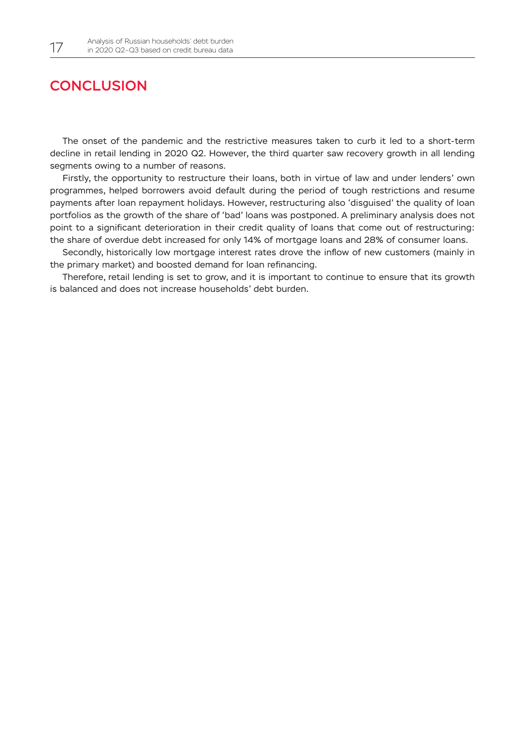# CONCLUSION

The onset of the pandemic and the restrictive measures taken to curb it led to a short-term decline in retail lending in 2020 Q2. However, the third quarter saw recovery growth in all lending segments owing to a number of reasons.

Firstly, the opportunity to restructure their loans, both in virtue of law and under lenders' own programmes, helped borrowers avoid default during the period of tough restrictions and resume payments after loan repayment holidays. However, restructuring also 'disguised' the quality of loan portfolios as the growth of the share of 'bad' loans was postponed. A preliminary analysis does not point to a significant deterioration in their credit quality of loans that come out of restructuring: the share of overdue debt increased for only 14% of mortgage loans and 28% of consumer loans.

Secondly, historically low mortgage interest rates drove the inflow of new customers (mainly in the primary market) and boosted demand for loan refinancing.

Therefore, retail lending is set to grow, and it is important to continue to ensure that its growth is balanced and does not increase households' debt burden.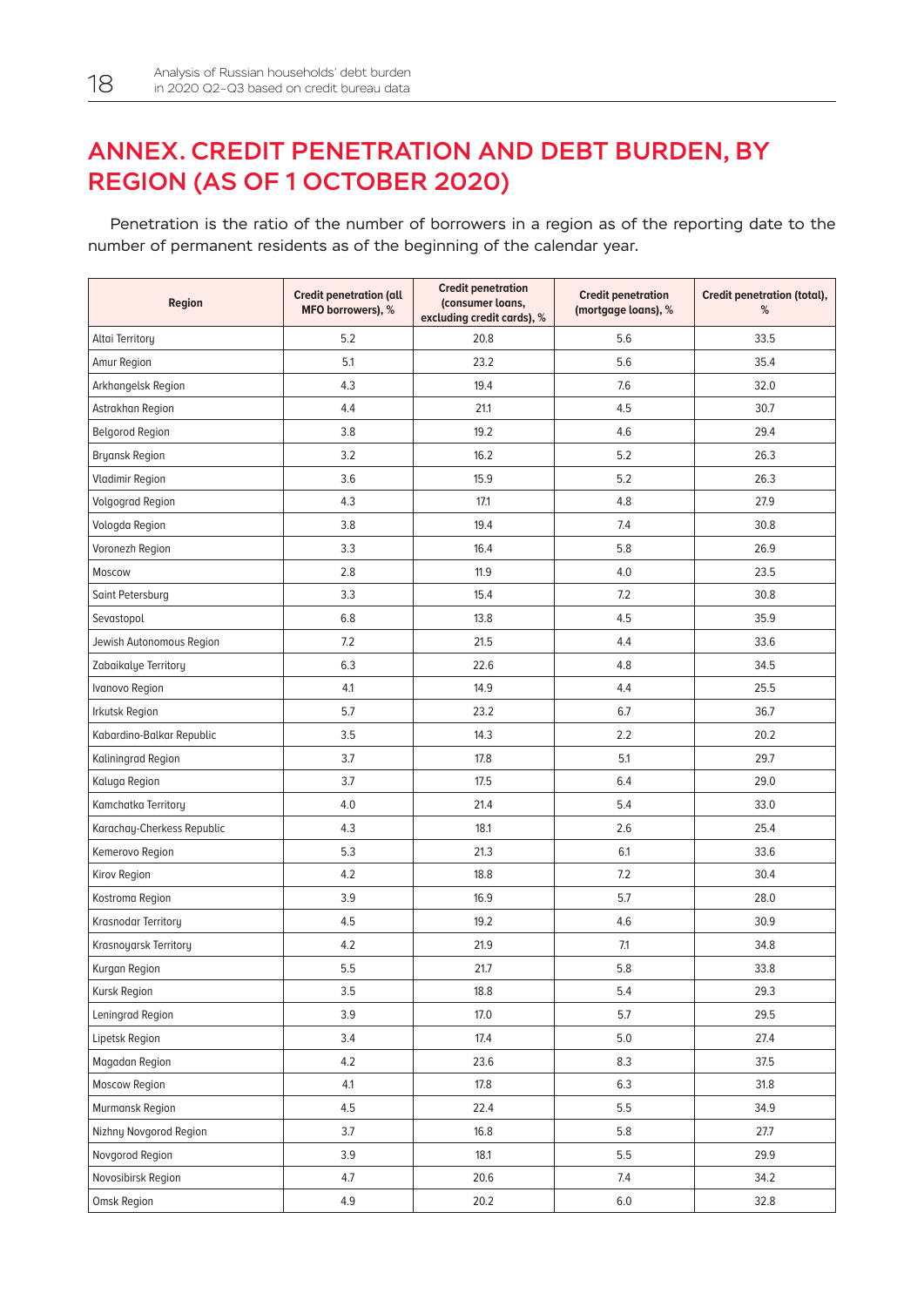# ANNEX. CREDIT PENETRATION AND DEBT BURDEN, BY REGION (AS OF 1 OCTOBER 2020)

Penetration is the ratio of the number of borrowers in a region as of the reporting date to the number of permanent residents as of the beginning of the calendar year.

| Region | Credit penetration (all MFO borrowers), % | Credit penetration (consumer loans, excluding credit cards), % | Credit penetration (mortgage loans), % | Credit penetration (total), % |
|---|---|---|---|---|
| Altai Territory | 5.2 | 20.8 | 5.6 | 33.5 |
| Amur Region | 5.1 | 23.2 | 5.6 | 35.4 |
| Arkhangelsk Region | 4.3 | 19.4 | 7.6 | 32.0 |
| Astrakhan Region | 4.4 | 21.1 | 4.5 | 30.7 |
| Belgorod Region | 3.8 | 19.2 | 4.6 | 29.4 |
| Bryansk Region | 3.2 | 16.2 | 5.2 | 26.3 |
| Vladimir Region | 3.6 | 15.9 | 5.2 | 26.3 |
| Volgograd Region | 4.3 | 17.1 | 4.8 | 27.9 |
| Vologda Region | 3.8 | 19.4 | 7.4 | 30.8 |
| Voronezh Region | 3.3 | 16.4 | 5.8 | 26.9 |
| Moscow | 2.8 | 11.9 | 4.0 | 23.5 |
| Saint Petersburg | 3.3 | 15.4 | 7.2 | 30.8 |
| Sevastopol | 6.8 | 13.8 | 4.5 | 35.9 |
| Jewish Autonomous Region | 7.2 | 21.5 | 4.4 | 33.6 |
| Zabaikalye Territory | 6.3 | 22.6 | 4.8 | 34.5 |
| Ivanovo Region | 4.1 | 14.9 | 4.4 | 25.5 |
| Irkutsk Region | 5.7 | 23.2 | 6.7 | 36.7 |
| Kabardino-Balkar Republic | 3.5 | 14.3 | 2.2 | 20.2 |
| Kaliningrad Region | 3.7 | 17.8 | 5.1 | 29.7 |
| Kaluga Region | 3.7 | 17.5 | 6.4 | 29.0 |
| Kamchatka Territory | 4.0 | 21.4 | 5.4 | 33.0 |
| Karachay-Cherkess Republic | 4.3 | 18.1 | 2.6 | 25.4 |
| Kemerovo Region | 5.3 | 21.3 | 6.1 | 33.6 |
| Kirov Region | 4.2 | 18.8 | 7.2 | 30.4 |
| Kostroma Region | 3.9 | 16.9 | 5.7 | 28.0 |
| Krasnodar Territory | 4.5 | 19.2 | 4.6 | 30.9 |
| Krasnoyarsk Territory | 4.2 | 21.9 | 7.1 | 34.8 |
| Kurgan Region | 5.5 | 21.7 | 5.8 | 33.8 |
| Kursk Region | 3.5 | 18.8 | 5.4 | 29.3 |
| Leningrad Region | 3.9 | 17.0 | 5.7 | 29.5 |
| Lipetsk Region | 3.4 | 17.4 | 5.0 | 27.4 |
| Magadan Region | 4.2 | 23.6 | 8.3 | 37.5 |
| Moscow Region | 4.1 | 17.8 | 6.3 | 31.8 |
| Murmansk Region | 4.5 | 22.4 | 5.5 | 34.9 |
| Nizhny Novgorod Region | 3.7 | 16.8 | 5.8 | 27.7 |
| Novgorod Region | 3.9 | 18.1 | 5.5 | 29.9 |
| Novosibirsk Region | 4.7 | 20.6 | 7.4 | 34.2 |
| Omsk Region | 4.9 | 20.2 | 6.0 | 32.8 |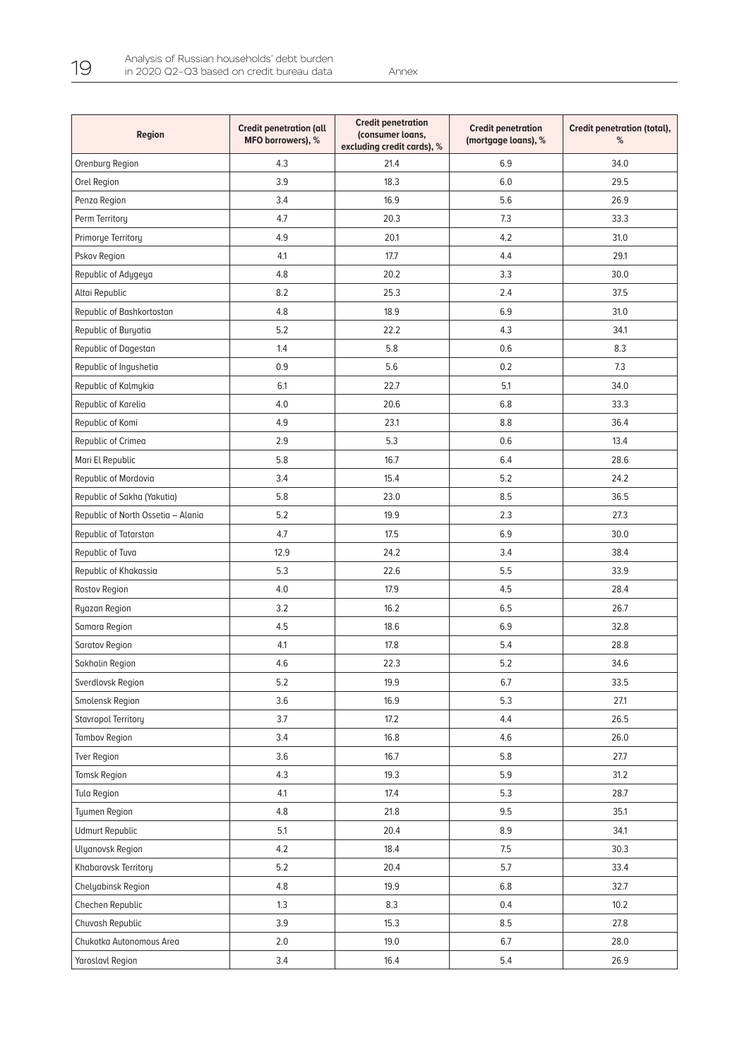| Region | Credit penetration (all MFO borrowers), % | Credit penetration (consumer loans, excluding credit cards), % | Credit penetration (mortgage loans), % | Credit penetration (total), % |
|---|---|---|---|---|
| Orenburg Region | 4.3 | 21.4 | 6.9 | 34.0 |
| Orel Region | 3.9 | 18.3 | 6.0 | 29.5 |
| Penza Region | 3.4 | 16.9 | 5.6 | 26.9 |
| Perm Territory | 4.7 | 20.3 | 7.3 | 33.3 |
| Primorye Territory | 4.9 | 20.1 | 4.2 | 31.0 |
| Pskov Region | 4.1 | 17.7 | 4.4 | 29.1 |
| Republic of Adygeya | 4.8 | 20.2 | 3.3 | 30.0 |
| Altai Republic | 8.2 | 25.3 | 2.4 | 37.5 |
| Republic of Bashkortostan | 4.8 | 18.9 | 6.9 | 31.0 |
| Republic of Buryatia | 5.2 | 22.2 | 4.3 | 34.1 |
| Republic of Dagestan | 1.4 | 5.8 | 0.6 | 8.3 |
| Republic of Ingushetia | 0.9 | 5.6 | 0.2 | 7.3 |
| Republic of Kalmykia | 6.1 | 22.7 | 5.1 | 34.0 |
| Republic of Karelia | 4.0 | 20.6 | 6.8 | 33.3 |
| Republic of Komi | 4.9 | 23.1 | 8.8 | 36.4 |
| Republic of Crimea | 2.9 | 5.3 | 0.6 | 13.4 |
| Mari El Republic | 5.8 | 16.7 | 6.4 | 28.6 |
| Republic of Mordovia | 3.4 | 15.4 | 5.2 | 24.2 |
| Republic of Sakha (Yakutia) | 5.8 | 23.0 | 8.5 | 36.5 |
| Republic of North Ossetia – Alania | 5.2 | 19.9 | 2.3 | 27.3 |
| Republic of Tatarstan | 4.7 | 17.5 | 6.9 | 30.0 |
| Republic of Tuva | 12.9 | 24.2 | 3.4 | 38.4 |
| Republic of Khakassia | 5.3 | 22.6 | 5.5 | 33.9 |
| Rostov Region | 4.0 | 17.9 | 4.5 | 28.4 |
| Ryazan Region | 3.2 | 16.2 | 6.5 | 26.7 |
| Samara Region | 4.5 | 18.6 | 6.9 | 32.8 |
| Saratov Region | 4.1 | 17.8 | 5.4 | 28.8 |
| Sakhalin Region | 4.6 | 22.3 | 5.2 | 34.6 |
| Sverdlovsk Region | 5.2 | 19.9 | 6.7 | 33.5 |
| Smolensk Region | 3.6 | 16.9 | 5.3 | 27.1 |
| Stavropol Territory | 3.7 | 17.2 | 4.4 | 26.5 |
| Tambov Region | 3.4 | 16.8 | 4.6 | 26.0 |
| Tver Region | 3.6 | 16.7 | 5.8 | 27.7 |
| Tomsk Region | 4.3 | 19.3 | 5.9 | 31.2 |
| Tula Region | 4.1 | 17.4 | 5.3 | 28.7 |
| Tyumen Region | 4.8 | 21.8 | 9.5 | 35.1 |
| Udmurt Republic | 5.1 | 20.4 | 8.9 | 34.1 |
| Ulyanovsk Region | 4.2 | 18.4 | 7.5 | 30.3 |
| Khabarovsk Territory | 5.2 | 20.4 | 5.7 | 33.4 |
| Chelyabinsk Region | 4.8 | 19.9 | 6.8 | 32.7 |
| Chechen Republic | 1.3 | 8.3 | 0.4 | 10.2 |
| Chuvash Republic | 3.9 | 15.3 | 8.5 | 27.8 |
| Chukotka Autonomous Area | 2.0 | 19.0 | 6.7 | 28.0 |
| Yaroslavl Region | 3.4 | 16.4 | 5.4 | 26.9 |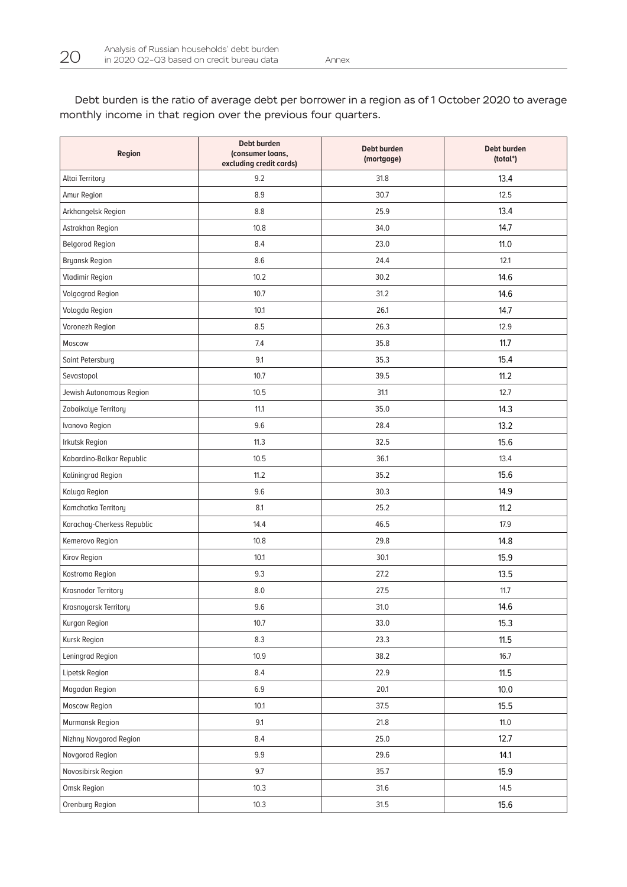Debt burden is the ratio of average debt per borrower in a region as of 1 October 2020 to average monthly income in that region over the previous four quarters.

| Region | Debt burden (consumer loans, excluding credit cards) | Debt burden (mortgage) | Debt burden (total*) |
|---|---|---|---|
| Altai Territory | 9.2 | 31.8 | 13.4 |
| Amur Region | 8.9 | 30.7 | 12.5 |
| Arkhangelsk Region | 8.8 | 25.9 | 13.4 |
| Astrakhan Region | 10.8 | 34.0 | 14.7 |
| Belgorod Region | 8.4 | 23.0 | 11.0 |
| Bryansk Region | 8.6 | 24.4 | 12.1 |
| Vladimir Region | 10.2 | 30.2 | 14.6 |
| Volgograd Region | 10.7 | 31.2 | 14.6 |
| Vologda Region | 10.1 | 26.1 | 14.7 |
| Voronezh Region | 8.5 | 26.3 | 12.9 |
| Moscow | 7.4 | 35.8 | 11.7 |
| Saint Petersburg | 9.1 | 35.3 | 15.4 |
| Sevastopol | 10.7 | 39.5 | 11.2 |
| Jewish Autonomous Region | 10.5 | 31.1 | 12.7 |
| Zabaikalye Territory | 11.1 | 35.0 | 14.3 |
| Ivanovo Region | 9.6 | 28.4 | 13.2 |
| Irkutsk Region | 11.3 | 32.5 | 15.6 |
| Kabardino-Balkar Republic | 10.5 | 36.1 | 13.4 |
| Kaliningrad Region | 11.2 | 35.2 | 15.6 |
| Kaluga Region | 9.6 | 30.3 | 14.9 |
| Kamchatka Territory | 8.1 | 25.2 | 11.2 |
| Karachay-Cherkess Republic | 14.4 | 46.5 | 17.9 |
| Kemerovo Region | 10.8 | 29.8 | 14.8 |
| Kirov Region | 10.1 | 30.1 | 15.9 |
| Kostroma Region | 9.3 | 27.2 | 13.5 |
| Krasnodar Territory | 8.0 | 27.5 | 11.7 |
| Krasnoyarsk Territory | 9.6 | 31.0 | 14.6 |
| Kurgan Region | 10.7 | 33.0 | 15.3 |
| Kursk Region | 8.3 | 23.3 | 11.5 |
| Leningrad Region | 10.9 | 38.2 | 16.7 |
| Lipetsk Region | 8.4 | 22.9 | 11.5 |
| Magadan Region | 6.9 | 20.1 | 10.0 |
| Moscow Region | 10.1 | 37.5 | 15.5 |
| Murmansk Region | 9.1 | 21.8 | 11.0 |
| Nizhny Novgorod Region | 8.4 | 25.0 | 12.7 |
| Novgorod Region | 9.9 | 29.6 | 14.1 |
| Novosibirsk Region | 9.7 | 35.7 | 15.9 |
| Omsk Region | 10.3 | 31.6 | 14.5 |
| Orenburg Region | 10.3 | 31.5 | 15.6 |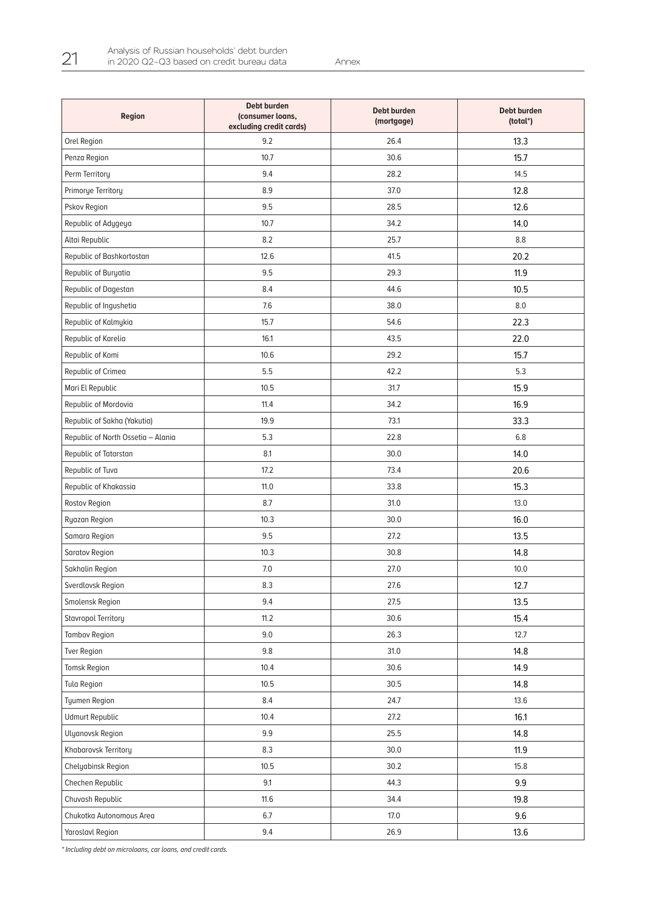| Region | Debt burden (consumer loans, excluding credit cards) | Debt burden (mortgage) | Debt burden (total*) |
|---|---|---|---|
| Orel Region | 9.2 | 26.4 | 13.3 |
| Penza Region | 10.7 | 30.6 | 15.7 |
| Perm Territory | 9.4 | 28.2 | 14.5 |
| Primorye Territory | 8.9 | 37.0 | 12.8 |
| Pskov Region | 9.5 | 28.5 | 12.6 |
| Republic of Adygeya | 10.7 | 34.2 | 14.0 |
| Altai Republic | 8.2 | 25.7 | 8.8 |
| Republic of Bashkortostan | 12.6 | 41.5 | 20.2 |
| Republic of Buryatia | 9.5 | 29.3 | 11.9 |
| Republic of Dagestan | 8.4 | 44.6 | 10.5 |
| Republic of Ingushetia | 7.6 | 38.0 | 8.0 |
| Republic of Kalmykia | 15.7 | 54.6 | 22.3 |
| Republic of Karelia | 16.1 | 43.5 | 22.0 |
| Republic of Komi | 10.6 | 29.2 | 15.7 |
| Republic of Crimea | 5.5 | 42.2 | 5.3 |
| Mari El Republic | 10.5 | 31.7 | 15.9 |
| Republic of Mordovia | 11.4 | 34.2 | 16.9 |
| Republic of Sakha (Yakutia) | 19.9 | 73.1 | 33.3 |
| Republic of North Ossetia – Alania | 5.3 | 22.8 | 6.8 |
| Republic of Tatarstan | 8.1 | 30.0 | 14.0 |
| Republic of Tuva | 17.2 | 73.4 | 20.6 |
| Republic of Khakassia | 11.0 | 33.8 | 15.3 |
| Rostov Region | 8.7 | 31.0 | 13.0 |
| Ryazan Region | 10.3 | 30.0 | 16.0 |
| Samara Region | 9.5 | 27.2 | 13.5 |
| Saratov Region | 10.3 | 30.8 | 14.8 |
| Sakhalin Region | 7.0 | 27.0 | 10.0 |
| Sverdlovsk Region | 8.3 | 27.6 | 12.7 |
| Smolensk Region | 9.4 | 27.5 | 13.5 |
| Stavropol Territory | 11.2 | 30.6 | 15.4 |
| Tambov Region | 9.0 | 26.3 | 12.7 |
| Tver Region | 9.8 | 31.0 | 14.8 |
| Tomsk Region | 10.4 | 30.6 | 14.9 |
| Tula Region | 10.5 | 30.5 | 14.8 |
| Tyumen Region | 8.4 | 24.7 | 13.6 |
| Udmurt Republic | 10.4 | 27.2 | 16.1 |
| Ulyanovsk Region | 9.9 | 25.5 | 14.8 |
| Khabarovsk Territory | 8.3 | 30.0 | 11.9 |
| Chelyabinsk Region | 10.5 | 30.2 | 15.8 |
| Chechen Republic | 9.1 | 44.3 | 9.9 |
| Chuvash Republic | 11.6 | 34.4 | 19.8 |
| Chukotka Autonomous Area | 6.7 | 17.0 | 9.6 |
| Yaroslavl Region | 9.4 | 26.9 | 13.6 |

*\* Including debt on microloans, car loans, and credit cards.*